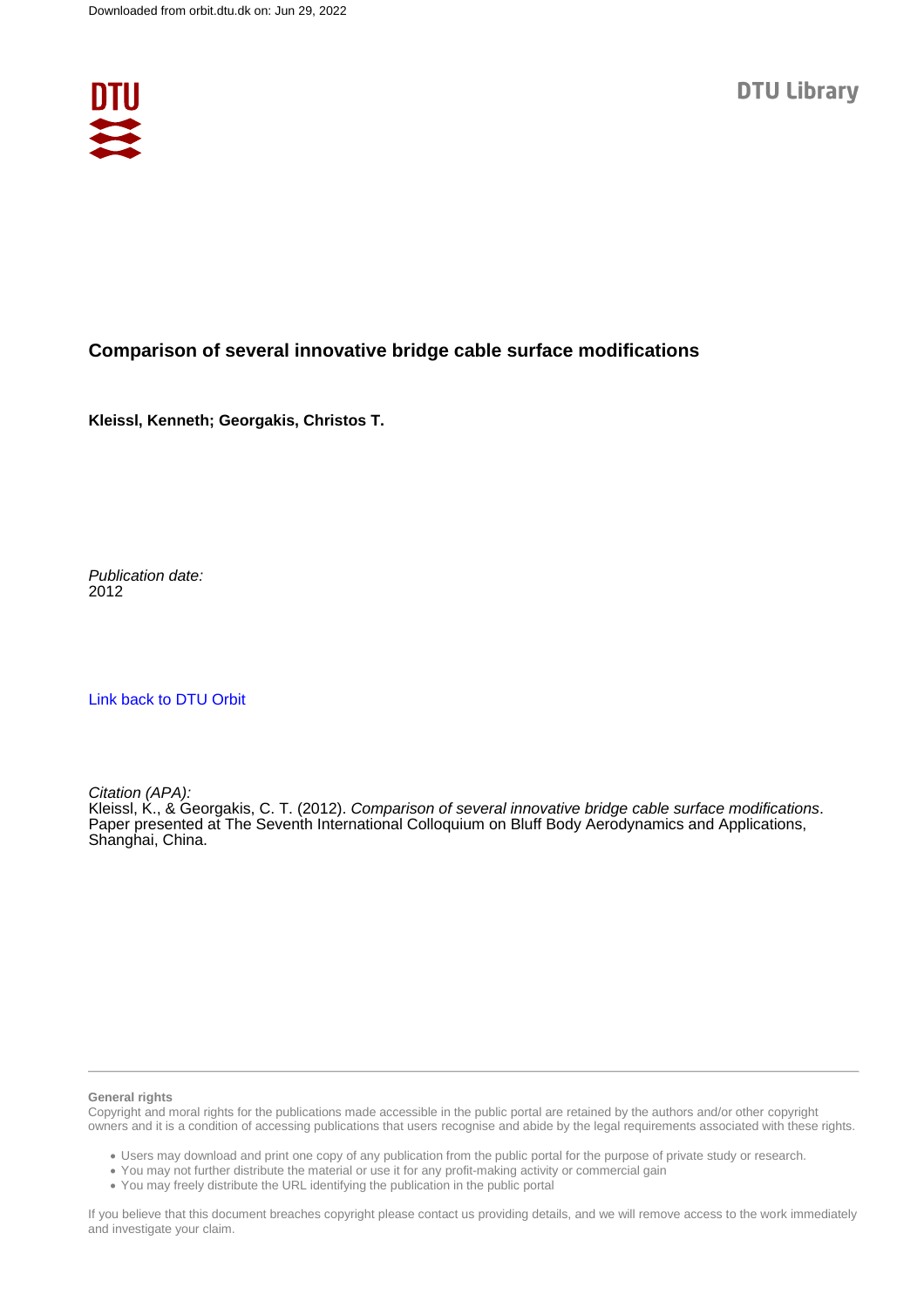Downloaded from orbit.dtu.dk on: Jun 29, 2022

DTU Library

# Comparison of several innovative bridge cable surface modifications

**Kleissl, Kenneth; Georgakis, Christos T.**

*Publication date:*
2012

Link back to DTU Orbit

*Citation (APA):*
Kleissl, K., & Georgakis, C. T. (2012). *Comparison of several innovative bridge cable surface modifications*. Paper presented at The Seventh International Colloquium on Bluff Body Aerodynamics and Applications, Shanghai, China.

**General rights**
Copyright and moral rights for the publications made accessible in the public portal are retained by the authors and/or other copyright owners and it is a condition of accessing publications that users recognise and abide by the legal requirements associated with these rights.

- Users may download and print one copy of any publication from the public portal for the purpose of private study or research.
- You may not further distribute the material or use it for any profit-making activity or commercial gain
- You may freely distribute the URL identifying the publication in the public portal

If you believe that this document breaches copyright please contact us providing details, and we will remove access to the work immediately and investigate your claim.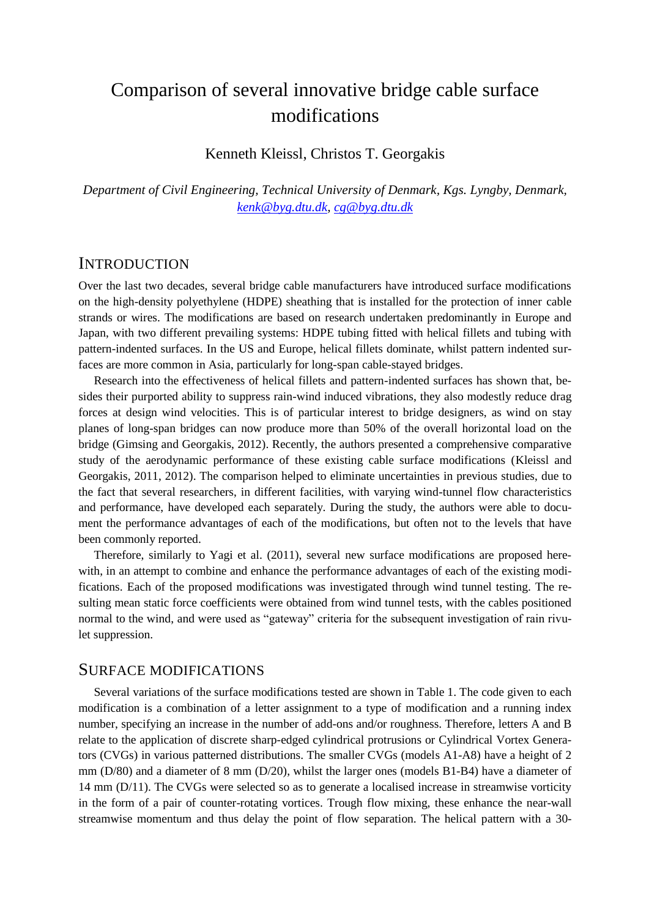# Comparison of several innovative bridge cable surface modifications

Kenneth Kleissl, Christos T. Georgakis

*Department of Civil Engineering, Technical University of Denmark, Kgs. Lyngby, Denmark, [kenk@byg.dtu.dk](mailto:kenk@byg.dtu.dk), [cg@byg.dtu.dk](mailto:cg@byg.dtu.dk)*

## INTRODUCTION

Over the last two decades, several bridge cable manufacturers have introduced surface modifications on the high-density polyethylene (HDPE) sheathing that is installed for the protection of inner cable strands or wires. The modifications are based on research undertaken predominantly in Europe and Japan, with two different prevailing systems: HDPE tubing fitted with helical fillets and tubing with pattern-indented surfaces. In the US and Europe, helical fillets dominate, whilst pattern indented surfaces are more common in Asia, particularly for long-span cable-stayed bridges.

Research into the effectiveness of helical fillets and pattern-indented surfaces has shown that, besides their purported ability to suppress rain-wind induced vibrations, they also modestly reduce drag forces at design wind velocities. This is of particular interest to bridge designers, as wind on stay planes of long-span bridges can now produce more than 50% of the overall horizontal load on the bridge (Gimsing and Georgakis, 2012). Recently, the authors presented a comprehensive comparative study of the aerodynamic performance of these existing cable surface modifications (Kleissl and Georgakis, 2011, 2012). The comparison helped to eliminate uncertainties in previous studies, due to the fact that several researchers, in different facilities, with varying wind-tunnel flow characteristics and performance, have developed each separately. During the study, the authors were able to document the performance advantages of each of the modifications, but often not to the levels that have been commonly reported.

Therefore, similarly to Yagi et al. (2011), several new surface modifications are proposed herewith, in an attempt to combine and enhance the performance advantages of each of the existing modifications. Each of the proposed modifications was investigated through wind tunnel testing. The resulting mean static force coefficients were obtained from wind tunnel tests, with the cables positioned normal to the wind, and were used as "gateway" criteria for the subsequent investigation of rain rivulet suppression.

## SURFACE MODIFICATIONS

Several variations of the surface modifications tested are shown in Table 1. The code given to each modification is a combination of a letter assignment to a type of modification and a running index number, specifying an increase in the number of add-ons and/or roughness. Therefore, letters A and B relate to the application of discrete sharp-edged cylindrical protrusions or Cylindrical Vortex Generators (CVGs) in various patterned distributions. The smaller CVGs (models A1-A8) have a height of 2 mm (D/80) and a diameter of 8 mm (D/20), whilst the larger ones (models B1-B4) have a diameter of 14 mm (D/11). The CVGs were selected so as to generate a localised increase in streamwise vorticity in the form of a pair of counter-rotating vortices. Trough flow mixing, these enhance the near-wall streamwise momentum and thus delay the point of flow separation. The helical pattern with a 30-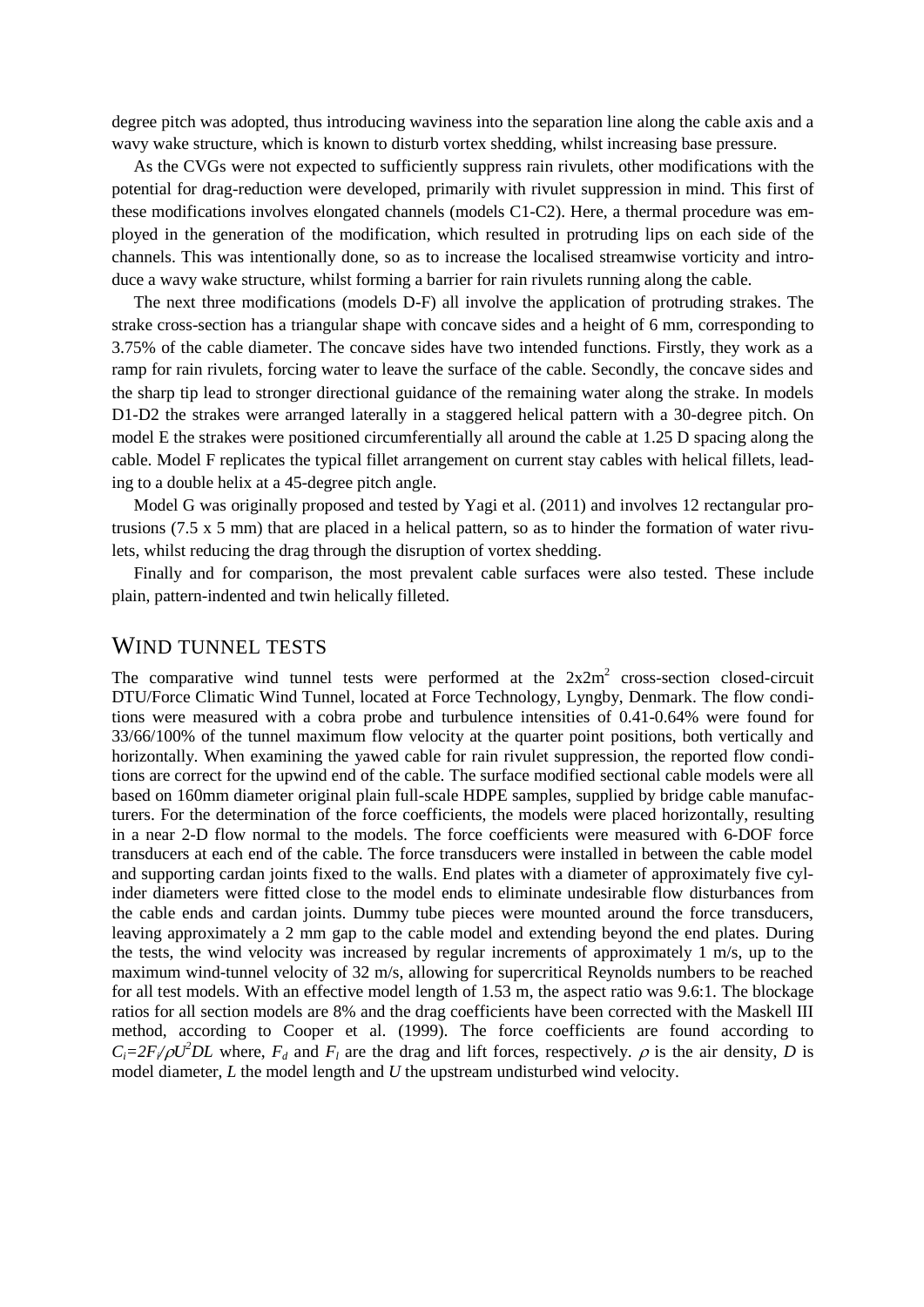degree pitch was adopted, thus introducing waviness into the separation line along the cable axis and a wavy wake structure, which is known to disturb vortex shedding, whilst increasing base pressure.

As the CVGs were not expected to sufficiently suppress rain rivulets, other modifications with the potential for drag-reduction were developed, primarily with rivulet suppression in mind. This first of these modifications involves elongated channels (models C1-C2). Here, a thermal procedure was employed in the generation of the modification, which resulted in protruding lips on each side of the channels. This was intentionally done, so as to increase the localised streamwise vorticity and introduce a wavy wake structure, whilst forming a barrier for rain rivulets running along the cable.

The next three modifications (models D-F) all involve the application of protruding strakes. The strake cross-section has a triangular shape with concave sides and a height of 6 mm, corresponding to 3.75% of the cable diameter. The concave sides have two intended functions. Firstly, they work as a ramp for rain rivulets, forcing water to leave the surface of the cable. Secondly, the concave sides and the sharp tip lead to stronger directional guidance of the remaining water along the strake. In models D1-D2 the strakes were arranged laterally in a staggered helical pattern with a 30-degree pitch. On model E the strakes were positioned circumferentially all around the cable at 1.25 D spacing along the cable. Model F replicates the typical fillet arrangement on current stay cables with helical fillets, leading to a double helix at a 45-degree pitch angle.

Model G was originally proposed and tested by Yagi et al. (2011) and involves 12 rectangular protrusions (7.5 x 5 mm) that are placed in a helical pattern, so as to hinder the formation of water rivulets, whilst reducing the drag through the disruption of vortex shedding.

Finally and for comparison, the most prevalent cable surfaces were also tested. These include plain, pattern-indented and twin helically filleted.

## WIND TUNNEL TESTS

The comparative wind tunnel tests were performed at the $2x2m^2$ cross-section closed-circuit DTU/Force Climatic Wind Tunnel, located at Force Technology, Lyngby, Denmark. The flow conditions were measured with a cobra probe and turbulence intensities of 0.41-0.64% were found for 33/66/100% of the tunnel maximum flow velocity at the quarter point positions, both vertically and horizontally. When examining the yawed cable for rain rivulet suppression, the reported flow conditions are correct for the upwind end of the cable. The surface modified sectional cable models were all based on 160mm diameter original plain full-scale HDPE samples, supplied by bridge cable manufacturers. For the determination of the force coefficients, the models were placed horizontally, resulting in a near 2-D flow normal to the models. The force coefficients were measured with 6-DOF force transducers at each end of the cable. The force transducers were installed in between the cable model and supporting cardan joints fixed to the walls. End plates with a diameter of approximately five cylinder diameters were fitted close to the model ends to eliminate undesirable flow disturbances from the cable ends and cardan joints. Dummy tube pieces were mounted around the force transducers, leaving approximately a 2 mm gap to the cable model and extending beyond the end plates. During the tests, the wind velocity was increased by regular increments of approximately 1 m/s, up to the maximum wind-tunnel velocity of 32 m/s, allowing for supercritical Reynolds numbers to be reached for all test models. With an effective model length of 1.53 m, the aspect ratio was 9.6:1. The blockage ratios for all section models are 8% and the drag coefficients have been corrected with the Maskell III method, according to Cooper et al. (1999). The force coefficients are found according to $C_i=2F_i/\rho U^2DL$ where, $F_d$ and $F_l$ are the drag and lift forces, respectively. $\rho$ is the air density, $D$ is model diameter, $L$ the model length and $U$ the upstream undisturbed wind velocity.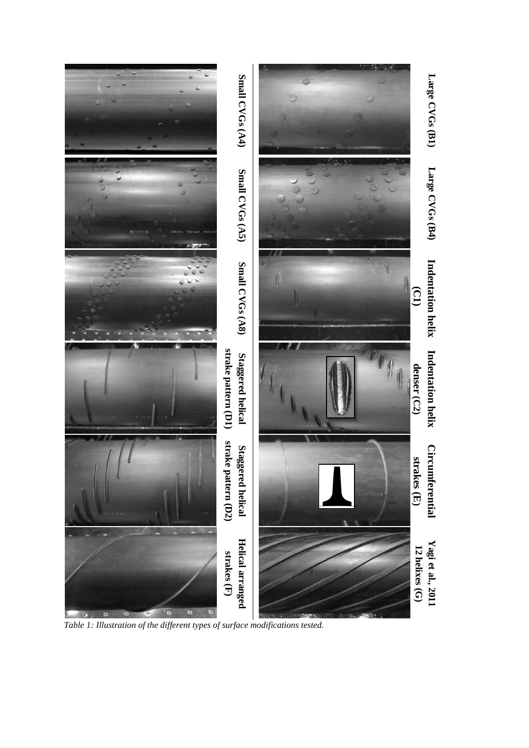| Large CVGs (B1) | Large CVGs (B4) | Indentation helix (C1) | Indentation helix denser (C2) | Circumferential strakes (E) | Yagi et al., 2011 12 helixes (G) |
|---|---|---|---|---|---|
| Small CVGs (A4) | Small CVGs (A5) | Small CVGs (A8) | Staggered helical strake pattern (D1) | Staggered helical strake pattern (D2) | Helical arranged strakes (F) |

*Table 1: Illustration of the different types of surface modifications tested.*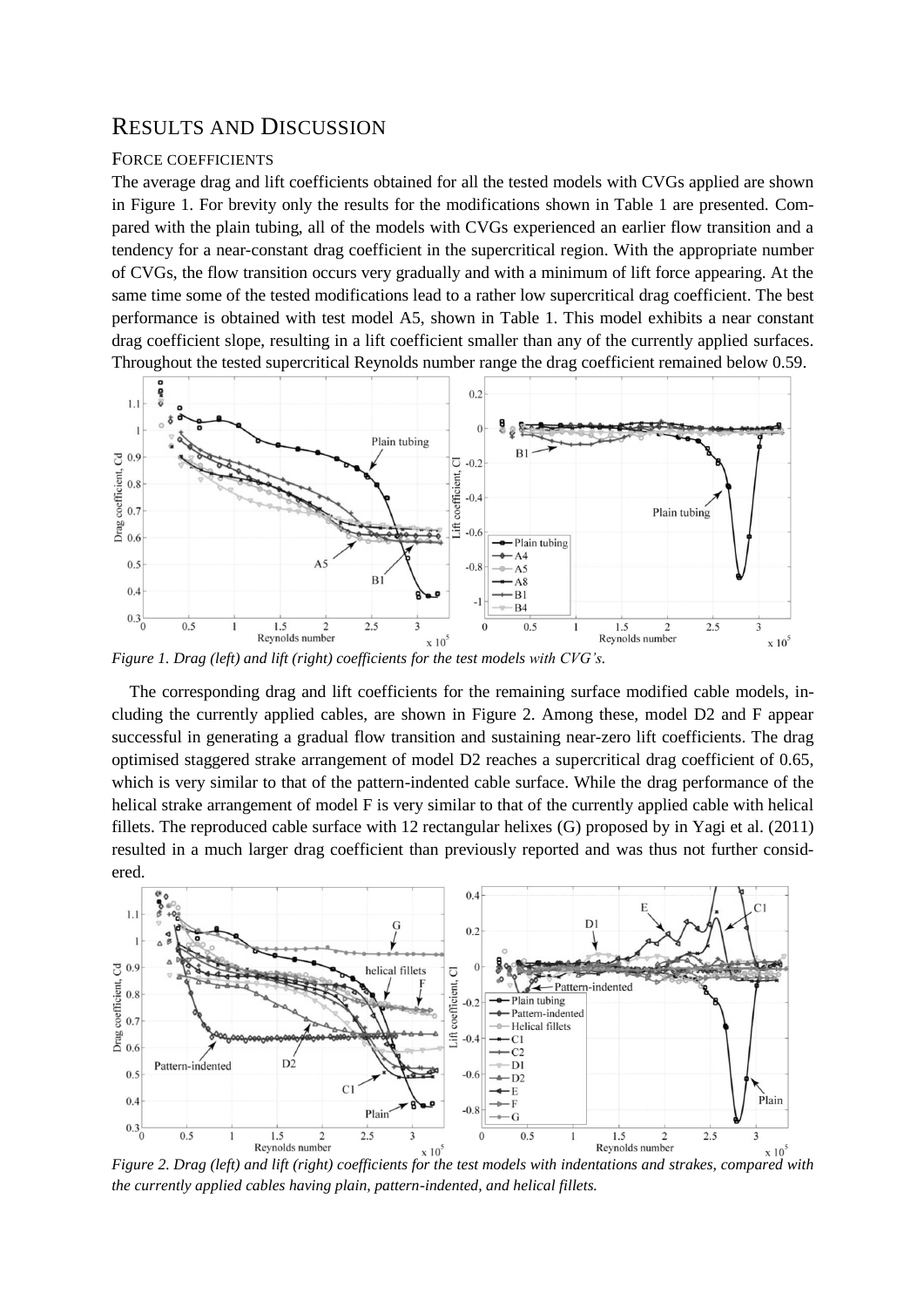## RESULTS AND DISCUSSION

### FORCE COEFFICIENTS

The average drag and lift coefficients obtained for all the tested models with CVGs applied are shown in Figure 1. For brevity only the results for the modifications shown in Table 1 are presented. Compared with the plain tubing, all of the models with CVGs experienced an earlier flow transition and a tendency for a near-constant drag coefficient in the supercritical region. With the appropriate number of CVGs, the flow transition occurs very gradually and with a minimum of lift force appearing. At the same time some of the tested modifications lead to a rather low supercritical drag coefficient. The best performance is obtained with test model A5, shown in Table 1. This model exhibits a near constant drag coefficient slope, resulting in a lift coefficient smaller than any of the currently applied surfaces. Throughout the tested supercritical Reynolds number range the drag coefficient remained below 0.59.

*Figure 1. Drag (left) and lift (right) coefficients for the test models with CVG's.*

The corresponding drag and lift coefficients for the remaining surface modified cable models, including the currently applied cables, are shown in Figure 2. Among these, model D2 and F appear successful in generating a gradual flow transition and sustaining near-zero lift coefficients. The drag optimised staggered strake arrangement of model D2 reaches a supercritical drag coefficient of 0.65, which is very similar to that of the pattern-indented cable surface. While the drag performance of the helical strake arrangement of model F is very similar to that of the currently applied cable with helical fillets. The reproduced cable surface with 12 rectangular helixes (G) proposed by in Yagi et al. (2011) resulted in a much larger drag coefficient than previously reported and was thus not further considered.

*Figure 2. Drag (left) and lift (right) coefficients for the test models with indentations and strakes, compared with the currently applied cables having plain, pattern-indented, and helical fillets.*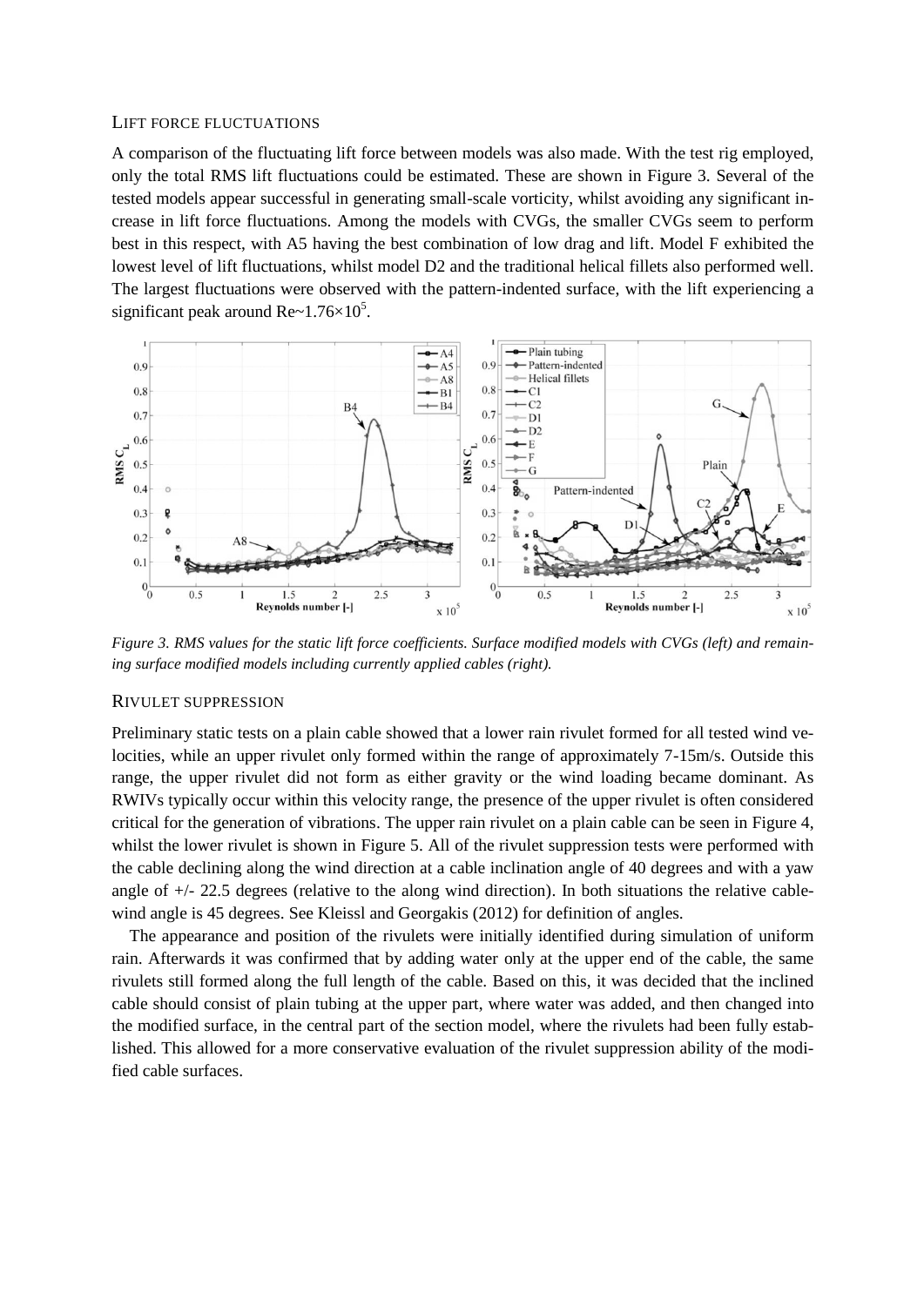### LIFT FORCE FLUCTUATIONS

A comparison of the fluctuating lift force between models was also made. With the test rig employed, only the total RMS lift fluctuations could be estimated. These are shown in Figure 3. Several of the tested models appear successful in generating small-scale vorticity, whilst avoiding any significant increase in lift force fluctuations. Among the models with CVGs, the smaller CVGs seem to perform best in this respect, with A5 having the best combination of low drag and lift. Model F exhibited the lowest level of lift fluctuations, whilst model D2 and the traditional helical fillets also performed well. The largest fluctuations were observed with the pattern-indented surface, with the lift experiencing a significant peak around Re~$1.76\times10^5$.

*Figure 3. RMS values for the static lift force coefficients. Surface modified models with CVGs (left) and remaining surface modified models including currently applied cables (right).*

### RIVULET SUPPRESSION

Preliminary static tests on a plain cable showed that a lower rain rivulet formed for all tested wind velocities, while an upper rivulet only formed within the range of approximately 7-15m/s. Outside this range, the upper rivulet did not form as either gravity or the wind loading became dominant. As RWIVs typically occur within this velocity range, the presence of the upper rivulet is often considered critical for the generation of vibrations. The upper rain rivulet on a plain cable can be seen in Figure 4, whilst the lower rivulet is shown in Figure 5. All of the rivulet suppression tests were performed with the cable declining along the wind direction at a cable inclination angle of 40 degrees and with a yaw angle of +/- 22.5 degrees (relative to the along wind direction). In both situations the relative cable-wind angle is 45 degrees. See Kleissl and Georgakis (2012) for definition of angles.

The appearance and position of the rivulets were initially identified during simulation of uniform rain. Afterwards it was confirmed that by adding water only at the upper end of the cable, the same rivulets still formed along the full length of the cable. Based on this, it was decided that the inclined cable should consist of plain tubing at the upper part, where water was added, and then changed into the modified surface, in the central part of the section model, where the rivulets had been fully established. This allowed for a more conservative evaluation of the rivulet suppression ability of the modified cable surfaces.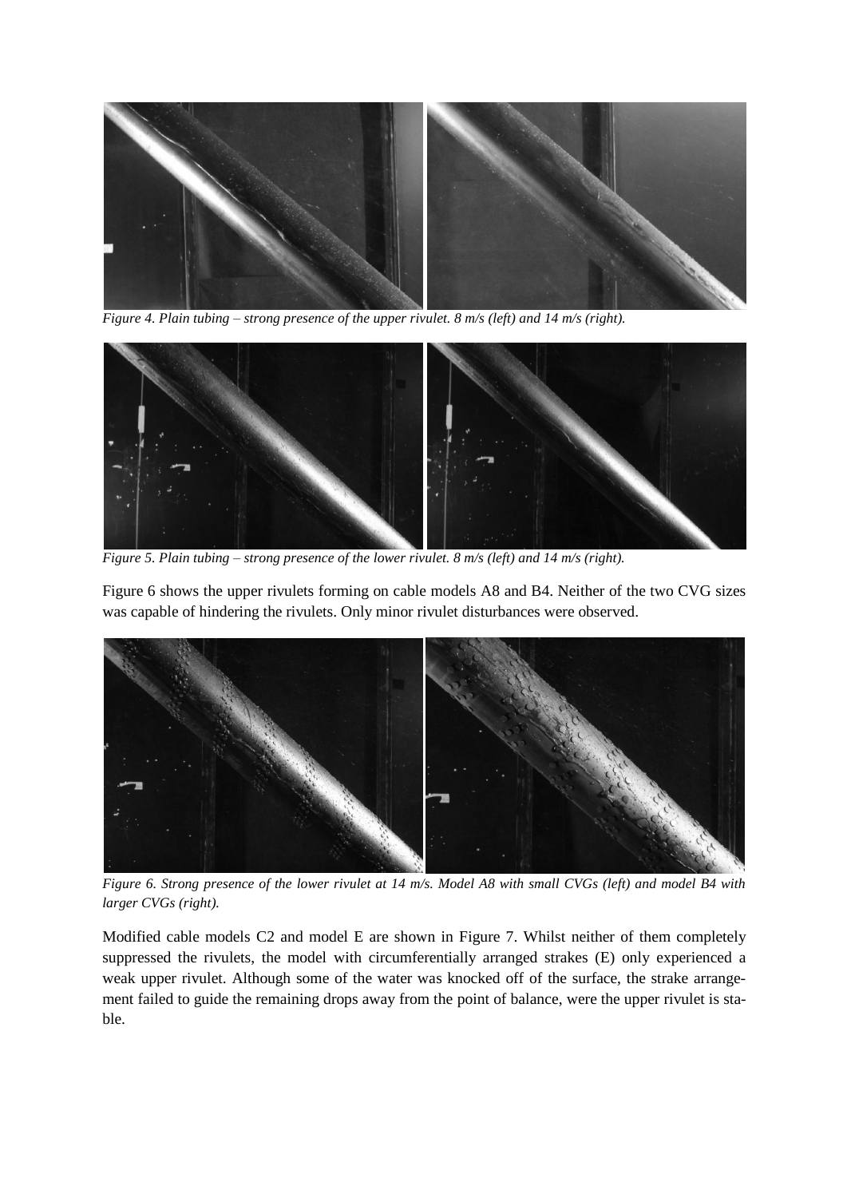*Figure 4. Plain tubing – strong presence of the upper rivulet. 8 m/s (left) and 14 m/s (right).*

*Figure 5. Plain tubing – strong presence of the lower rivulet. 8 m/s (left) and 14 m/s (right).*

Figure 6 shows the upper rivulets forming on cable models A8 and B4. Neither of the two CVG sizes was capable of hindering the rivulets. Only minor rivulet disturbances were observed.

*Figure 6. Strong presence of the lower rivulet at 14 m/s. Model A8 with small CVGs (left) and model B4 with larger CVGs (right).*

Modified cable models C2 and model E are shown in Figure 7. Whilst neither of them completely suppressed the rivulets, the model with circumferentially arranged strakes (E) only experienced a weak upper rivulet. Although some of the water was knocked off of the surface, the strake arrangement failed to guide the remaining drops away from the point of balance, were the upper rivulet is stable.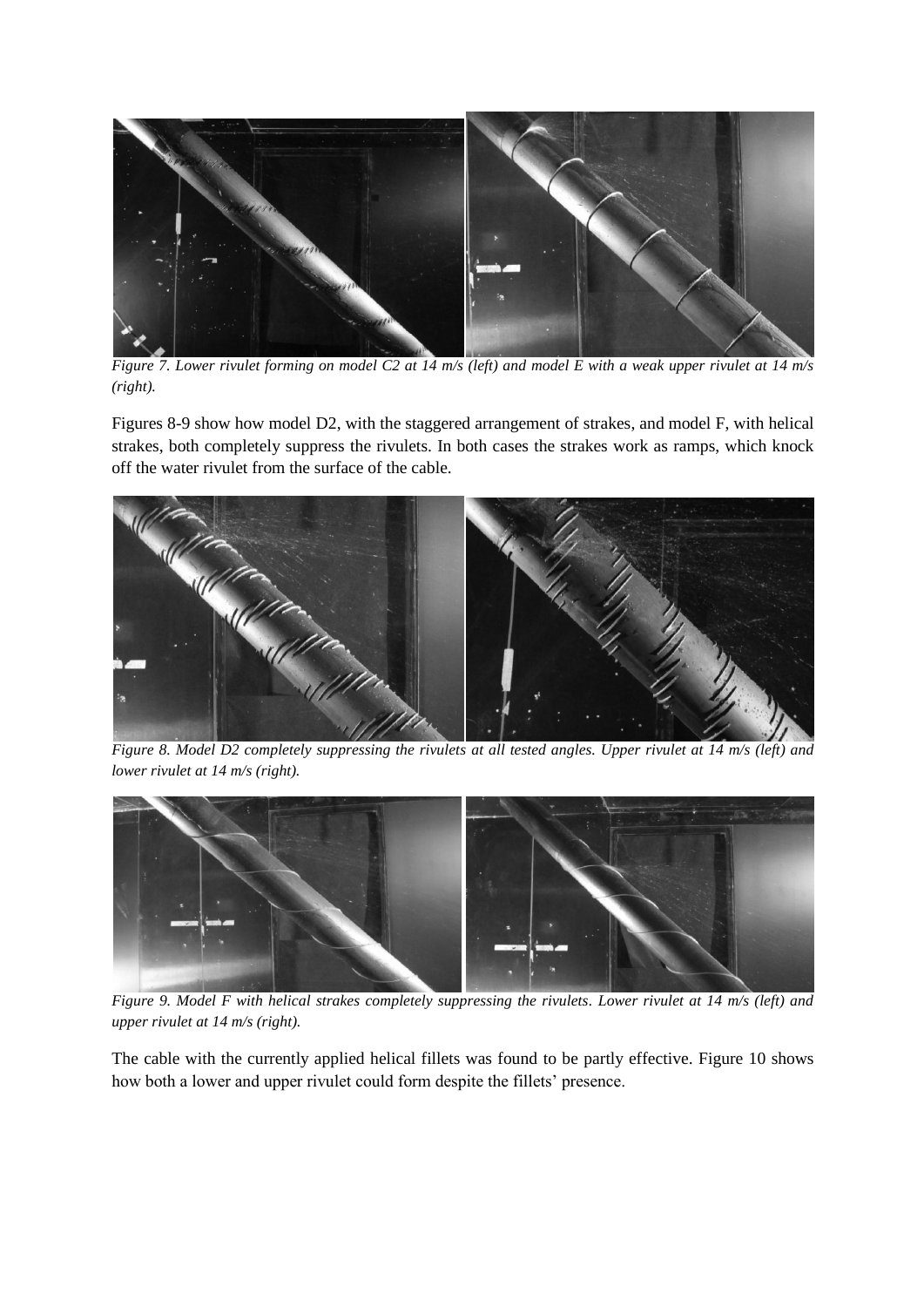*Figure 7. Lower rivulet forming on model C2 at 14 m/s (left) and model E with a weak upper rivulet at 14 m/s (right).*

Figures 8-9 show how model D2, with the staggered arrangement of strakes, and model F, with helical strakes, both completely suppress the rivulets. In both cases the strakes work as ramps, which knock off the water rivulet from the surface of the cable.

*Figure 8. Model D2 completely suppressing the rivulets at all tested angles. Upper rivulet at 14 m/s (left) and lower rivulet at 14 m/s (right).*

*Figure 9. Model F with helical strakes completely suppressing the rivulets. Lower rivulet at 14 m/s (left) and upper rivulet at 14 m/s (right).*

The cable with the currently applied helical fillets was found to be partly effective. Figure 10 shows how both a lower and upper rivulet could form despite the fillets' presence.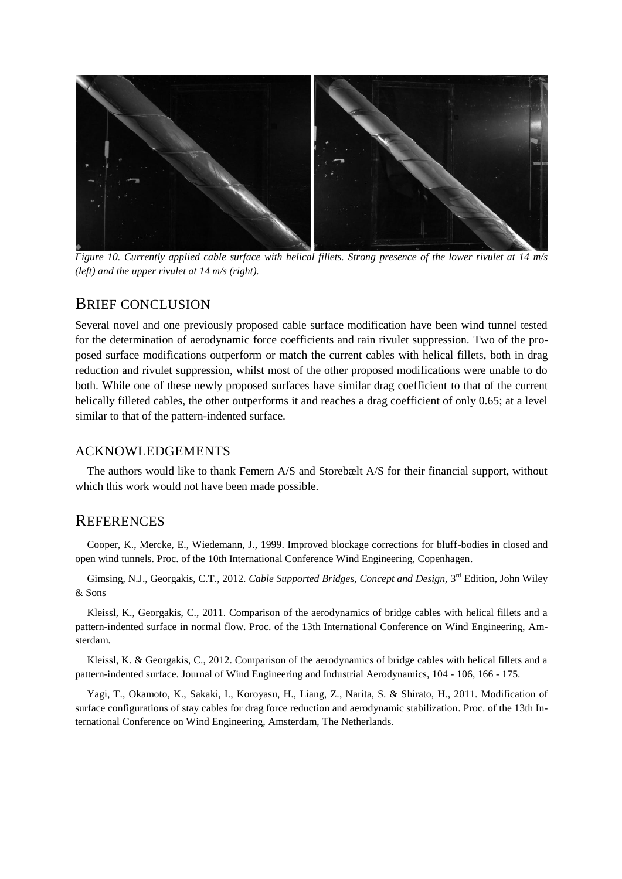*Figure 10. Currently applied cable surface with helical fillets. Strong presence of the lower rivulet at 14 m/s (left) and the upper rivulet at 14 m/s (right).*

## BRIEF CONCLUSION

Several novel and one previously proposed cable surface modification have been wind tunnel tested for the determination of aerodynamic force coefficients and rain rivulet suppression. Two of the proposed surface modifications outperform or match the current cables with helical fillets, both in drag reduction and rivulet suppression, whilst most of the other proposed modifications were unable to do both. While one of these newly proposed surfaces have similar drag coefficient to that of the current helically filleted cables, the other outperforms it and reaches a drag coefficient of only 0.65; at a level similar to that of the pattern-indented surface.

### ACKNOWLEDGEMENTS

The authors would like to thank Femern A/S and Storebælt A/S for their financial support, without which this work would not have been made possible.

## REFERENCES

Cooper, K., Mercke, E., Wiedemann, J., 1999. Improved blockage corrections for bluff-bodies in closed and open wind tunnels. Proc. of the 10th International Conference Wind Engineering, Copenhagen.

Gimsing, N.J., Georgakis, C.T., 2012. *Cable Supported Bridges, Concept and Design*, 3rd Edition, John Wiley & Sons

Kleissl, K., Georgakis, C., 2011. Comparison of the aerodynamics of bridge cables with helical fillets and a pattern-indented surface in normal flow. Proc. of the 13th International Conference on Wind Engineering, Amsterdam.

Kleissl, K. & Georgakis, C., 2012. Comparison of the aerodynamics of bridge cables with helical fillets and a pattern-indented surface. Journal of Wind Engineering and Industrial Aerodynamics, 104 - 106, 166 - 175.

Yagi, T., Okamoto, K., Sakaki, I., Koroyasu, H., Liang, Z., Narita, S. & Shirato, H., 2011. Modification of surface configurations of stay cables for drag force reduction and aerodynamic stabilization. Proc. of the 13th International Conference on Wind Engineering, Amsterdam, The Netherlands.